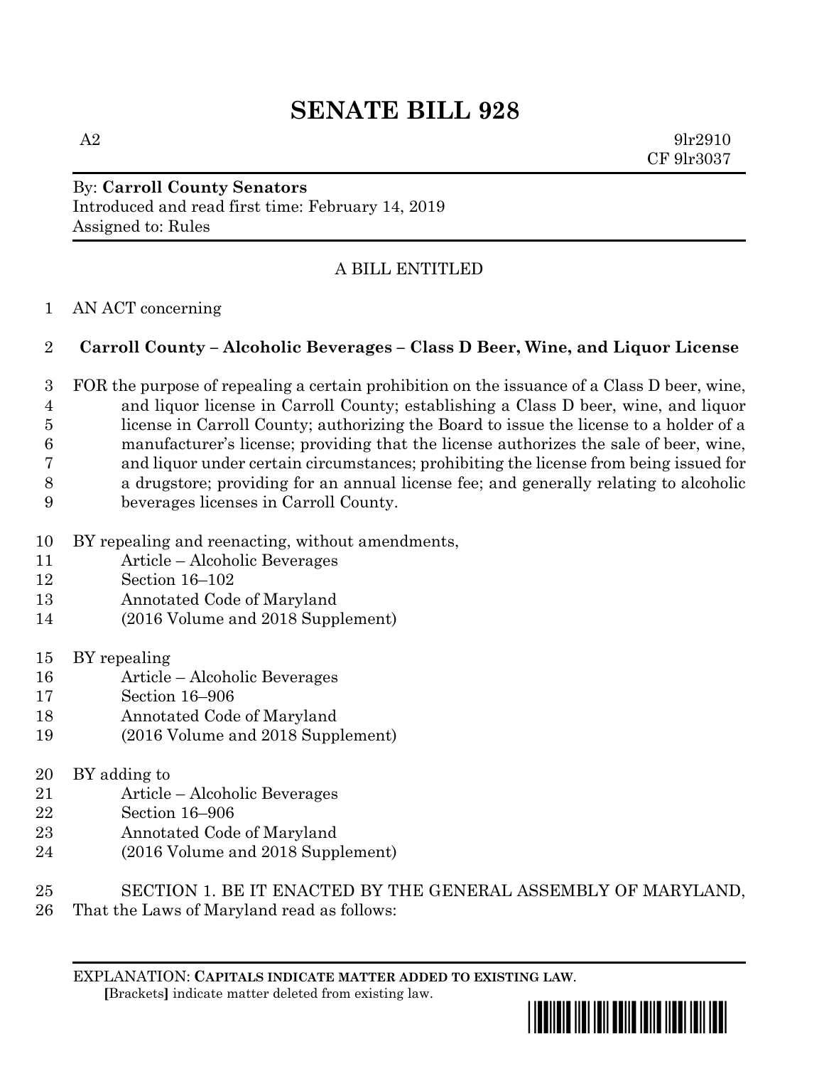# SENATE BILL 928

A2 9lr2910
CF 9lr3037

By: **Carroll County Senators**
Introduced and read first time: February 14, 2019
Assigned to: Rules

A BILL ENTITLED

AN ACT concerning

**Carroll County – Alcoholic Beverages – Class D Beer, Wine, and Liquor License**

FOR the purpose of repealing a certain prohibition on the issuance of a Class D beer, wine, and liquor license in Carroll County; establishing a Class D beer, wine, and liquor license in Carroll County; authorizing the Board to issue the license to a holder of a manufacturer's license; providing that the license authorizes the sale of beer, wine, and liquor under certain circumstances; prohibiting the license from being issued for a drugstore; providing for an annual license fee; and generally relating to alcoholic beverages licenses in Carroll County.

BY repealing and reenacting, without amendments,
Article – Alcoholic Beverages
Section 16–102
Annotated Code of Maryland
(2016 Volume and 2018 Supplement)

BY repealing
Article – Alcoholic Beverages
Section 16–906
Annotated Code of Maryland
(2016 Volume and 2018 Supplement)

BY adding to
Article – Alcoholic Beverages
Section 16–906
Annotated Code of Maryland
(2016 Volume and 2018 Supplement)

SECTION 1. BE IT ENACTED BY THE GENERAL ASSEMBLY OF MARYLAND, That the Laws of Maryland read as follows:

EXPLANATION: **CAPITALS INDICATE MATTER ADDED TO EXISTING LAW.**
**[**Brackets**]** indicate matter deleted from existing law.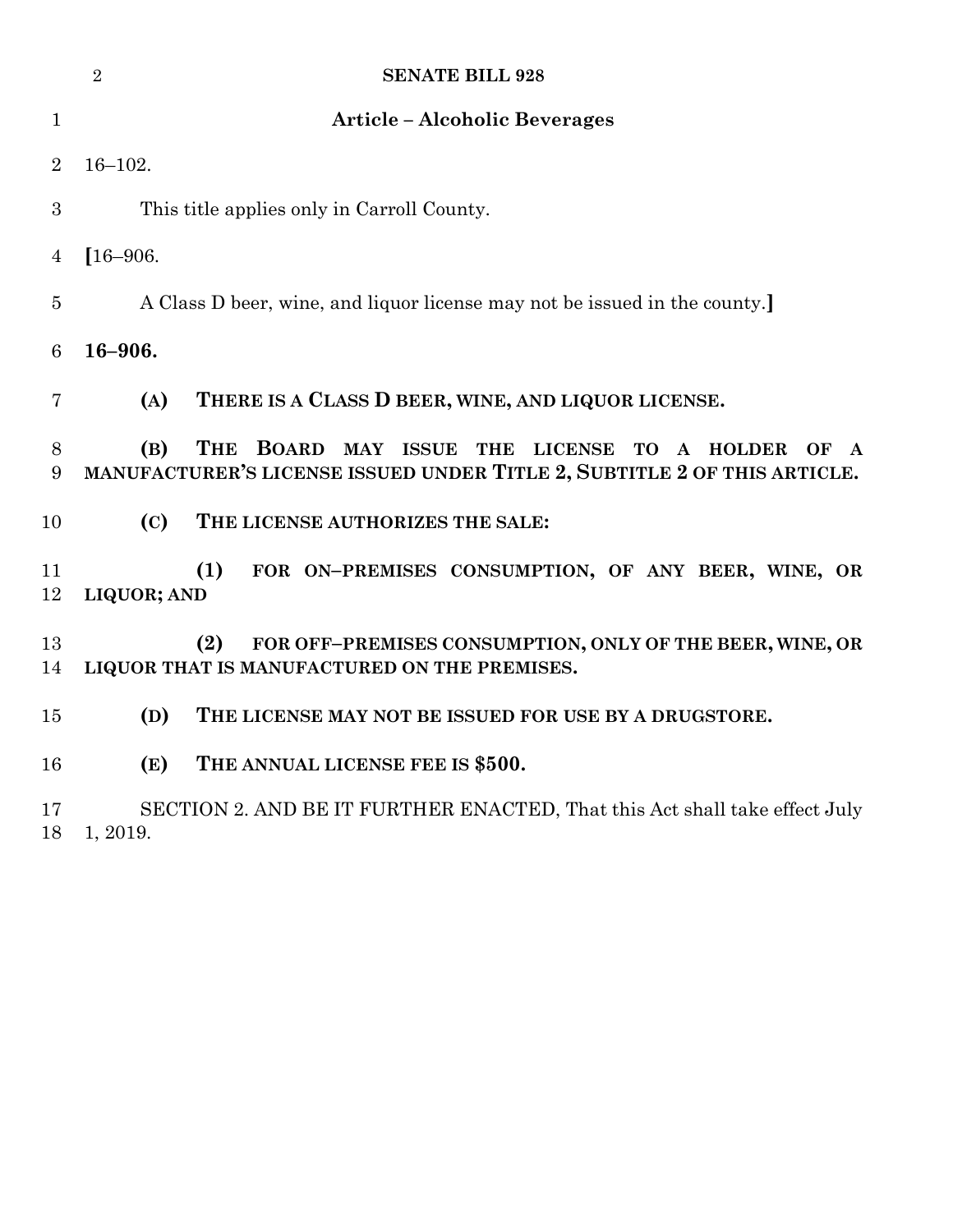## Article – Alcoholic Beverages

16–102.

This title applies only in Carroll County.

[16–906.

A Class D beer, wine, and liquor license may not be issued in the county.]

**16–906.**

**(A) THERE IS A CLASS D BEER, WINE, AND LIQUOR LICENSE.**

**(B) THE BOARD MAY ISSUE THE LICENSE TO A HOLDER OF A MANUFACTURER'S LICENSE ISSUED UNDER TITLE 2, SUBTITLE 2 OF THIS ARTICLE.**

**(C) THE LICENSE AUTHORIZES THE SALE:**

**(1) FOR ON–PREMISES CONSUMPTION, OF ANY BEER, WINE, OR LIQUOR; AND**

**(2) FOR OFF–PREMISES CONSUMPTION, ONLY OF THE BEER, WINE, OR LIQUOR THAT IS MANUFACTURED ON THE PREMISES.**

**(D) THE LICENSE MAY NOT BE ISSUED FOR USE BY A DRUGSTORE.**

**(E) THE ANNUAL LICENSE FEE IS $500.**

SECTION 2. AND BE IT FURTHER ENACTED, That this Act shall take effect July 1, 2019.